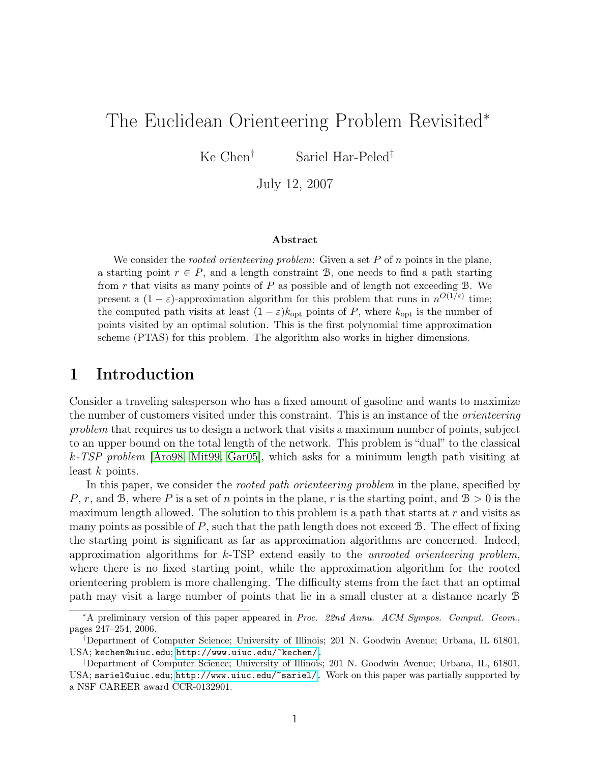# The Euclidean Orienteering Problem Revisited*

Ke Chen[†] Sariel Har-Peled[‡]

July 12, 2007

### Abstract

We consider the *rooted orienteering problem*: Given a set $P$ of $n$ points in the plane, a starting point $r \in P$, and a length constraint $\mathcal{B}$, one needs to find a path starting from $r$ that visits as many points of $P$ as possible and of length not exceeding $\mathcal{B}$. We present a $(1-\varepsilon)$-approximation algorithm for this problem that runs in $n^{O(1/\varepsilon)}$ time; the computed path visits at least $(1-\varepsilon)k_{\text{opt}}$ points of $P$, where $k_{\text{opt}}$ is the number of points visited by an optimal solution. This is the first polynomial time approximation scheme (PTAS) for this problem. The algorithm also works in higher dimensions.

## 1 Introduction

Consider a traveling salesperson who has a fixed amount of gasoline and wants to maximize the number of customers visited under this constraint. This is an instance of the *orienteering problem* that requires us to design a network that visits a maximum number of points, subject to an upper bound on the total length of the network. This problem is "dual" to the classical *$k$-TSP problem* [Aro98, Mit99, Gar05], which asks for a minimum length path visiting at least $k$ points.

In this paper, we consider the *rooted path orienteering problem* in the plane, specified by $P$, $r$, and $\mathcal{B}$, where $P$ is a set of $n$ points in the plane, $r$ is the starting point, and $\mathcal{B} > 0$ is the maximum length allowed. The solution to this problem is a path that starts at $r$ and visits as many points as possible of $P$, such that the path length does not exceed $\mathcal{B}$. The effect of fixing the starting point is significant as far as approximation algorithms are concerned. Indeed, approximation algorithms for $k$-TSP extend easily to the *unrooted orienteering problem*, where there is no fixed starting point, while the approximation algorithm for the rooted orienteering problem is more challenging. The difficulty stems from the fact that an optimal path may visit a large number of points that lie in a small cluster at a distance nearly $\mathcal{B}$

---

*A preliminary version of this paper appeared in *Proc. 22nd Annu. ACM Sympos. Comput. Geom.*, pages 247–254, 2006.

[†]Department of Computer Science; University of Illinois; 201 N. Goodwin Avenue; Urbana, IL 61801, USA; kechen@uiuc.edu; http://www.uiuc.edu/~kechen/.

[‡]Department of Computer Science; University of Illinois; 201 N. Goodwin Avenue; Urbana, IL, 61801, USA; sariel@uiuc.edu; http://www.uiuc.edu/~sariel/. Work on this paper was partially supported by a NSF CAREER award CCR-0132901.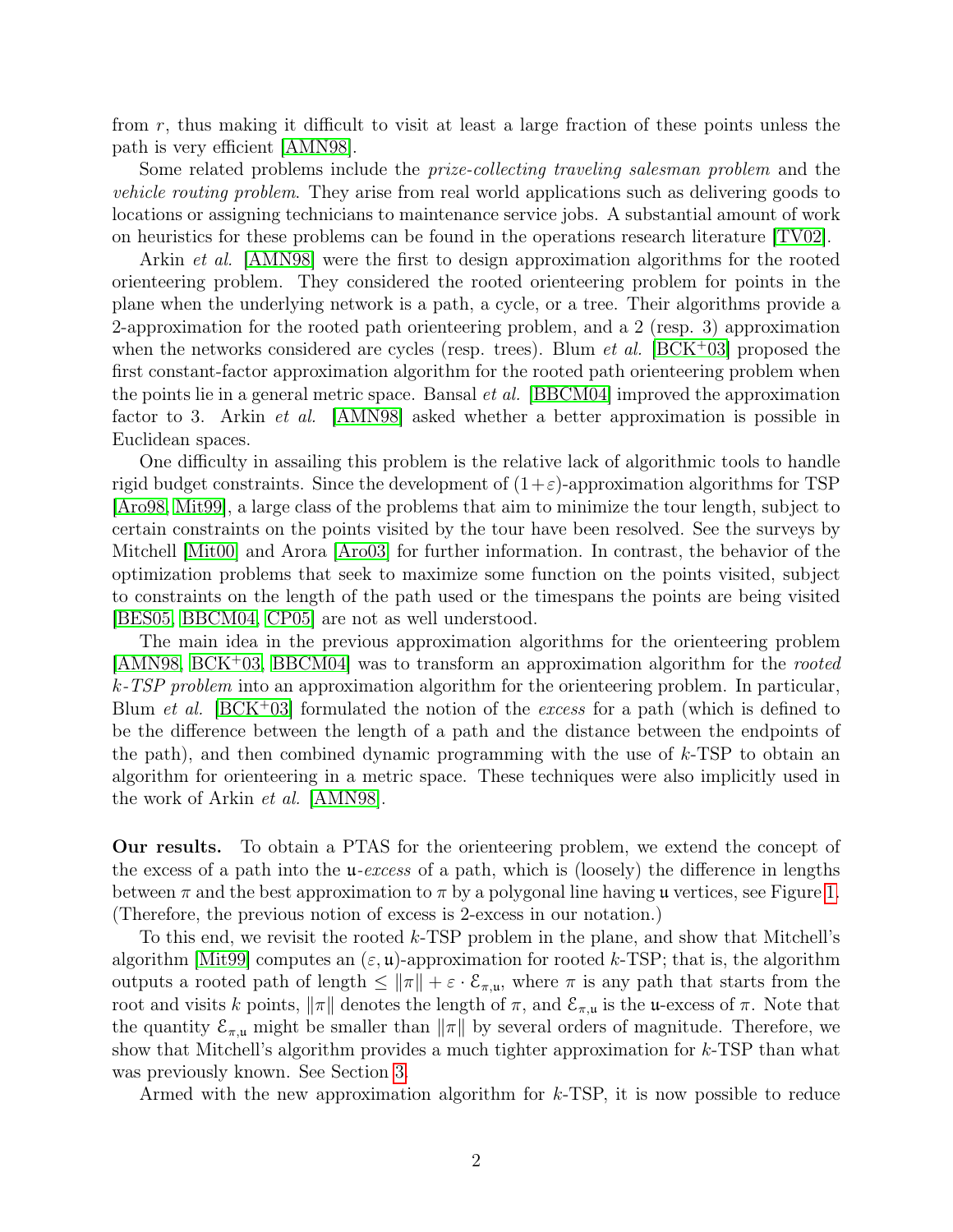from $r$, thus making it difficult to visit at least a large fraction of these points unless the path is very efficient [AMN98].

Some related problems include the *prize-collecting traveling salesman problem* and the *vehicle routing problem*. They arise from real world applications such as delivering goods to locations or assigning technicians to maintenance service jobs. A substantial amount of work on heuristics for these problems can be found in the operations research literature [TV02].

Arkin *et al.* [AMN98] were the first to design approximation algorithms for the rooted orienteering problem. They considered the rooted orienteering problem for points in the plane when the underlying network is a path, a cycle, or a tree. Their algorithms provide a 2-approximation for the rooted path orienteering problem, and a 2 (resp. 3) approximation when the networks considered are cycles (resp. trees). Blum *et al.* [BCK+03] proposed the first constant-factor approximation algorithm for the rooted path orienteering problem when the points lie in a general metric space. Bansal *et al.* [BBCM04] improved the approximation factor to 3. Arkin *et al.* [AMN98] asked whether a better approximation is possible in Euclidean spaces.

One difficulty in assailing this problem is the relative lack of algorithmic tools to handle rigid budget constraints. Since the development of $(1+\varepsilon)$-approximation algorithms for TSP [Aro98, Mit99], a large class of the problems that aim to minimize the tour length, subject to certain constraints on the points visited by the tour have been resolved. See the surveys by Mitchell [Mit00] and Arora [Aro03] for further information. In contrast, the behavior of the optimization problems that seek to maximize some function on the points visited, subject to constraints on the length of the path used or the timespans the points are being visited [BES05, BBCM04, CP05] are not as well understood.

The main idea in the previous approximation algorithms for the orienteering problem [AMN98, BCK+03, BBCM04] was to transform an approximation algorithm for the *rooted $k$-TSP problem* into an approximation algorithm for the orienteering problem. In particular, Blum *et al.* [BCK+03] formulated the notion of the *excess* for a path (which is defined to be the difference between the length of a path and the distance between the endpoints of the path), and then combined dynamic programming with the use of $k$-TSP to obtain an algorithm for orienteering in a metric space. These techniques were also implicitly used in the work of Arkin *et al.* [AMN98].

**Our results.** To obtain a PTAS for the orienteering problem, we extend the concept of the excess of a path into the $\mathfrak{u}$-*excess* of a path, which is (loosely) the difference in lengths between $\pi$ and the best approximation to $\pi$ by a polygonal line having $\mathfrak{u}$ vertices, see Figure 1. (Therefore, the previous notion of excess is 2-excess in our notation.)

To this end, we revisit the rooted $k$-TSP problem in the plane, and show that Mitchell's algorithm [Mit99] computes an $(\varepsilon, \mathfrak{u})$-approximation for rooted $k$-TSP; that is, the algorithm outputs a rooted path of length $\leq \|\pi\| + \varepsilon \cdot \mathcal{E}_{\pi,\mathfrak{u}}$, where $\pi$ is any path that starts from the root and visits $k$ points, $\|\pi\|$ denotes the length of $\pi$, and $\mathcal{E}_{\pi,\mathfrak{u}}$ is the $\mathfrak{u}$-excess of $\pi$. Note that the quantity $\mathcal{E}_{\pi,\mathfrak{u}}$ might be smaller than $\|\pi\|$ by several orders of magnitude. Therefore, we show that Mitchell's algorithm provides a much tighter approximation for $k$-TSP than what was previously known. See Section 3.

Armed with the new approximation algorithm for $k$-TSP, it is now possible to reduce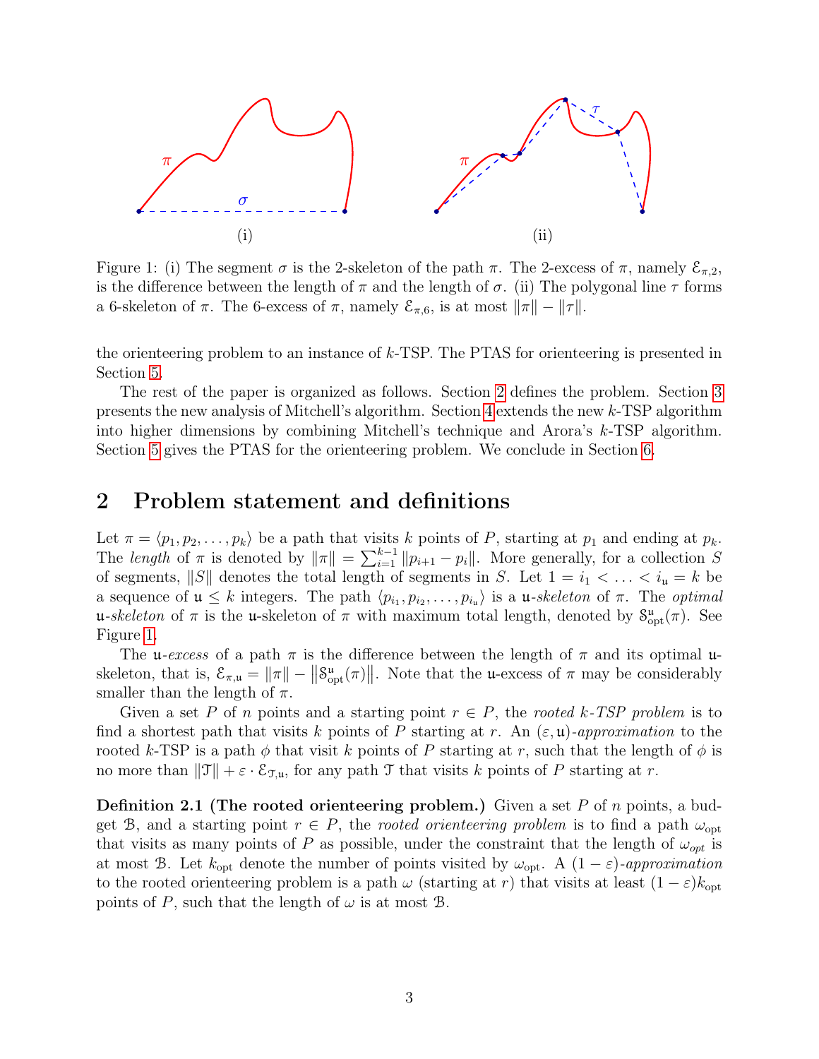Figure 1: (i) The segment $\sigma$ is the 2-skeleton of the path $\pi$. The 2-excess of $\pi$, namely $\mathcal{E}_{\pi,2}$, is the difference between the length of $\pi$ and the length of $\sigma$. (ii) The polygonal line $\tau$ forms a 6-skeleton of $\pi$. The 6-excess of $\pi$, namely $\mathcal{E}_{\pi,6}$, is at most $\|\pi\| - \|\tau\|$.

the orienteering problem to an instance of $k$-TSP. The PTAS for orienteering is presented in Section 5.

The rest of the paper is organized as follows. Section 2 defines the problem. Section 3 presents the new analysis of Mitchell's algorithm. Section 4 extends the new $k$-TSP algorithm into higher dimensions by combining Mitchell's technique and Arora's $k$-TSP algorithm. Section 5 gives the PTAS for the orienteering problem. We conclude in Section 6.

## 2 Problem statement and definitions

Let $\pi = \langle p_1, p_2, \ldots, p_k \rangle$ be a path that visits $k$ points of $P$, starting at $p_1$ and ending at $p_k$. The *length* of $\pi$ is denoted by $\|\pi\| = \sum_{i=1}^{k-1} \|p_{i+1} - p_i\|$. More generally, for a collection $S$ of segments, $\|S\|$ denotes the total length of segments in $S$. Let $1 = i_1 < \ldots < i_{\mathfrak{u}} = k$ be a sequence of $\mathfrak{u} \le k$ integers. The path $\langle p_{i_1}, p_{i_2}, \ldots, p_{i_{\mathfrak{u}}} \rangle$ is a $\mathfrak{u}$-*skeleton* of $\pi$. The *optimal* $\mathfrak{u}$-*skeleton* of $\pi$ is the $\mathfrak{u}$-skeleton of $\pi$ with maximum total length, denoted by $\mathcal{S}^{\mathfrak{u}}_{\text{opt}}(\pi)$. See Figure 1.

The $\mathfrak{u}$-*excess* of a path $\pi$ is the difference between the length of $\pi$ and its optimal $\mathfrak{u}$-skeleton, that is, $\mathcal{E}_{\pi,\mathfrak{u}} = \|\pi\| - \left\|\mathcal{S}^{\mathfrak{u}}_{\text{opt}}(\pi)\right\|$. Note that the $\mathfrak{u}$-excess of $\pi$ may be considerably smaller than the length of $\pi$.

Given a set $P$ of $n$ points and a starting point $r \in P$, the *rooted $k$-TSP problem* is to find a shortest path that visits $k$ points of $P$ starting at $r$. An $(\varepsilon, \mathfrak{u})$-*approximation* to the rooted $k$-TSP is a path $\phi$ that visit $k$ points of $P$ starting at $r$, such that the length of $\phi$ is no more than $\|\mathcal{T}\| + \varepsilon \cdot \mathcal{E}_{\mathcal{T},\mathfrak{u}}$, for any path $\mathcal{T}$ that visits $k$ points of $P$ starting at $r$.

**Definition 2.1 (The rooted orienteering problem.)** Given a set $P$ of $n$ points, a budget $\mathcal{B}$, and a starting point $r \in P$, the *rooted orienteering problem* is to find a path $\omega_{\text{opt}}$ that visits as many points of $P$ as possible, under the constraint that the length of $\omega_{opt}$ is at most $\mathcal{B}$. Let $k_{\text{opt}}$ denote the number of points visited by $\omega_{\text{opt}}$. A $(1-\varepsilon)$-*approximation* to the rooted orienteering problem is a path $\omega$ (starting at $r$) that visits at least $(1-\varepsilon)k_{\text{opt}}$ points of $P$, such that the length of $\omega$ is at most $\mathcal{B}$.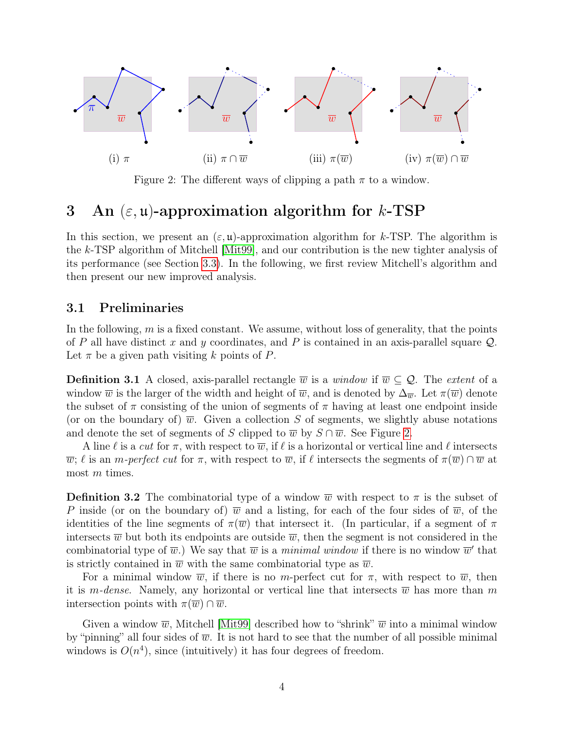(i) $\pi$ (ii) $\pi \cap \overline{w}$ (iii) $\pi(\overline{w})$ (iv) $\pi(\overline{w}) \cap \overline{w}$

Figure 2: The different ways of clipping a path $\pi$ to a window.

# 3 An $(\varepsilon, \mathfrak{u})$-approximation algorithm for $k$-TSP

In this section, we present an $(\varepsilon, \mathfrak{u})$-approximation algorithm for $k$-TSP. The algorithm is the $k$-TSP algorithm of Mitchell [Mit99], and our contribution is the new tighter analysis of its performance (see Section 3.3). In the following, we first review Mitchell's algorithm and then present our new improved analysis.

## 3.1 Preliminaries

In the following, $m$ is a fixed constant. We assume, without loss of generality, that the points of $P$ all have distinct $x$ and $y$ coordinates, and $P$ is contained in an axis-parallel square $\mathcal{Q}$. Let $\pi$ be a given path visiting $k$ points of $P$.

**Definition 3.1** A closed, axis-parallel rectangle $\overline{w}$ is a *window* if $\overline{w} \subseteq \mathcal{Q}$. The *extent* of a window $\overline{w}$ is the larger of the width and height of $\overline{w}$, and is denoted by $\Delta_{\overline{w}}$. Let $\pi(\overline{w})$ denote the subset of $\pi$ consisting of the union of segments of $\pi$ having at least one endpoint inside (or on the boundary of) $\overline{w}$. Given a collection $S$ of segments, we slightly abuse notations and denote the set of segments of $S$ clipped to $\overline{w}$ by $S \cap \overline{w}$. See Figure 2.

A line $\ell$ is a *cut* for $\pi$, with respect to $\overline{w}$, if $\ell$ is a horizontal or vertical line and $\ell$ intersects $\overline{w}$; $\ell$ is an *$m$-perfect cut* for $\pi$, with respect to $\overline{w}$, if $\ell$ intersects the segments of $\pi(\overline{w}) \cap \overline{w}$ at most $m$ times.

**Definition 3.2** The combinatorial type of a window $\overline{w}$ with respect to $\pi$ is the subset of $P$ inside (or on the boundary of) $\overline{w}$ and a listing, for each of the four sides of $\overline{w}$, of the identities of the line segments of $\pi(\overline{w})$ that intersect it. (In particular, if a segment of $\pi$ intersects $\overline{w}$ but both its endpoints are outside $\overline{w}$, then the segment is not considered in the combinatorial type of $\overline{w}$.) We say that $\overline{w}$ is a *minimal window* if there is no window $\overline{w}'$ that is strictly contained in $\overline{w}$ with the same combinatorial type as $\overline{w}$.

For a minimal window $\overline{w}$, if there is no $m$-perfect cut for $\pi$, with respect to $\overline{w}$, then it is *$m$-dense*. Namely, any horizontal or vertical line that intersects $\overline{w}$ has more than $m$ intersection points with $\pi(\overline{w}) \cap \overline{w}$.

Given a window $\overline{w}$, Mitchell [Mit99] described how to "shrink" $\overline{w}$ into a minimal window by "pinning" all four sides of $\overline{w}$. It is not hard to see that the number of all possible minimal windows is $O(n^4)$, since (intuitively) it has four degrees of freedom.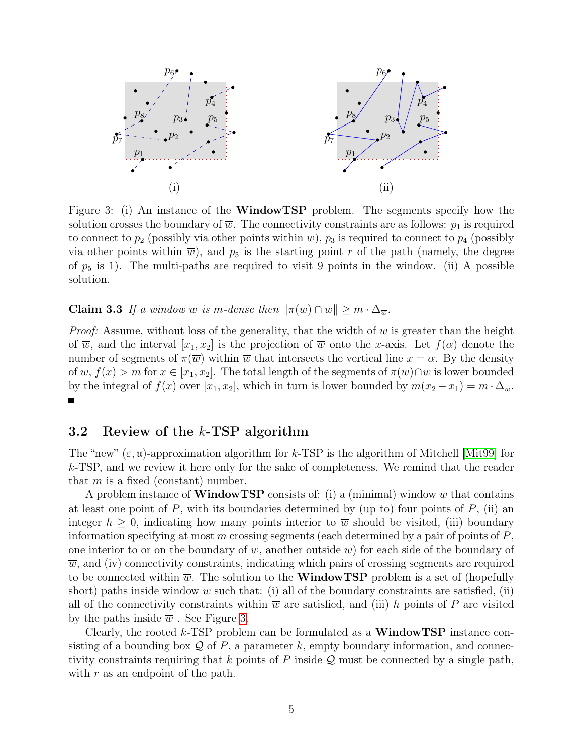Figure 3: (i) An instance of the **WindowTSP** problem. The segments specify how the solution crosses the boundary of $\overline{w}$. The connectivity constraints are as follows: $p_1$ is required to connect to $p_2$ (possibly via other points within $\overline{w}$), $p_3$ is required to connect to $p_4$ (possibly via other points within $\overline{w}$), and $p_5$ is the starting point $r$ of the path (namely, the degree of $p_5$ is 1). The multi-paths are required to visit 9 points in the window. (ii) A possible solution.

**Claim 3.3** *If a window $\overline{w}$ is $m$-dense then $\|\pi(\overline{w}) \cap \overline{w}\| \geq m \cdot \Delta_{\overline{w}}$.*

*Proof:* Assume, without loss of the generality, that the width of $\overline{w}$ is greater than the height of $\overline{w}$, and the interval $[x_1, x_2]$ is the projection of $\overline{w}$ onto the $x$-axis. Let $f(\alpha)$ denote the number of segments of $\pi(\overline{w})$ within $\overline{w}$ that intersects the vertical line $x = \alpha$. By the density of $\overline{w}$, $f(x) > m$ for $x \in [x_1, x_2]$. The total length of the segments of $\pi(\overline{w}) \cap \overline{w}$ is lower bounded by the integral of $f(x)$ over $[x_1, x_2]$, which in turn is lower bounded by $m(x_2 - x_1) = m \cdot \Delta_{\overline{w}}$. ∎

## 3.2 Review of the $k$-TSP algorithm

The "new" $(\varepsilon, \mathfrak{u})$-approximation algorithm for $k$-TSP is the algorithm of Mitchell [Mit99] for $k$-TSP, and we review it here only for the sake of completeness. We remind that the reader that $m$ is a fixed (constant) number.

A problem instance of **WindowTSP** consists of: (i) a (minimal) window $\overline{w}$ that contains at least one point of $P$, with its boundaries determined by (up to) four points of $P$, (ii) an integer $h \geq 0$, indicating how many points interior to $\overline{w}$ should be visited, (iii) boundary information specifying at most $m$ crossing segments (each determined by a pair of points of $P$, one interior to or on the boundary of $\overline{w}$, another outside $\overline{w}$) for each side of the boundary of $\overline{w}$, and (iv) connectivity constraints, indicating which pairs of crossing segments are required to be connected within $\overline{w}$. The solution to the **WindowTSP** problem is a set of (hopefully short) paths inside window $\overline{w}$ such that: (i) all of the boundary constraints are satisfied, (ii) all of the connectivity constraints within $\overline{w}$ are satisfied, and (iii) $h$ points of $P$ are visited by the paths inside $\overline{w}$ . See Figure 3.

Clearly, the rooted $k$-TSP problem can be formulated as a **WindowTSP** instance consisting of a bounding box $\mathcal{Q}$ of $P$, a parameter $k$, empty boundary information, and connectivity constraints requiring that $k$ points of $P$ inside $\mathcal{Q}$ must be connected by a single path, with $r$ as an endpoint of the path.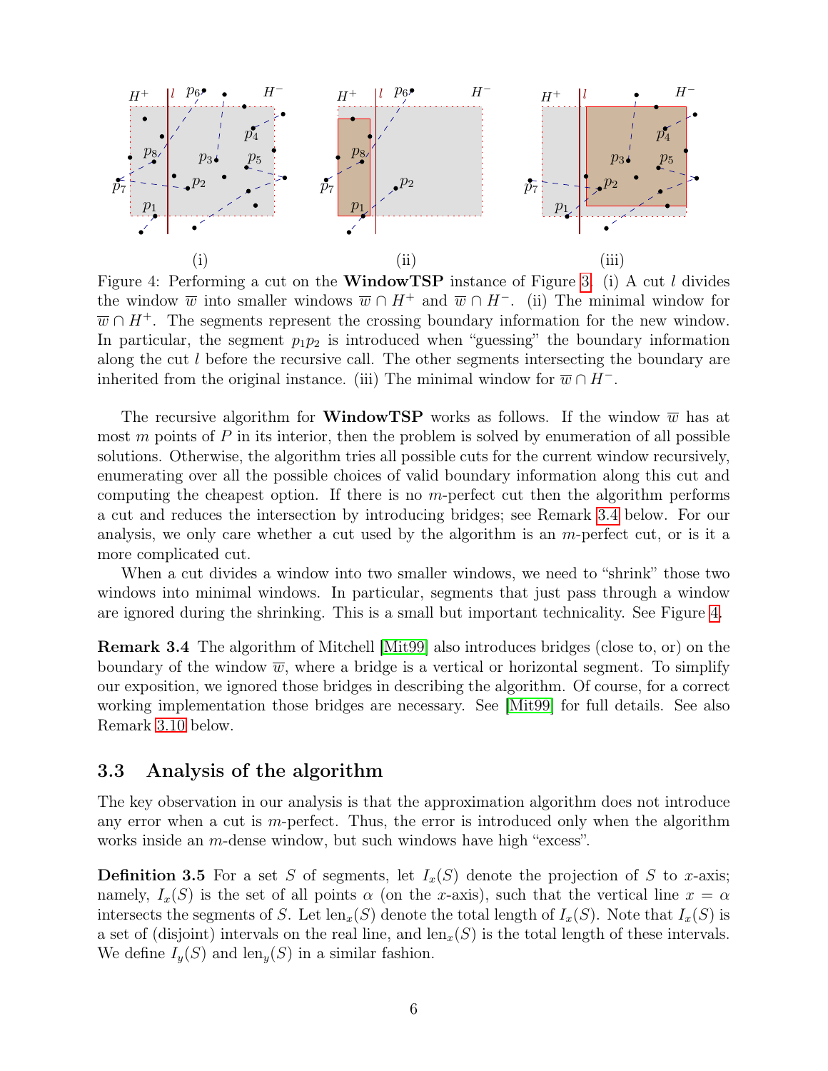Figure 4: Performing a cut on the **WindowTSP** instance of Figure 3. (i) A cut $l$ divides the window $\overline{w}$ into smaller windows $\overline{w} \cap H^+$ and $\overline{w} \cap H^-$. (ii) The minimal window for $\overline{w} \cap H^+$. The segments represent the crossing boundary information for the new window. In particular, the segment $p_1p_2$ is introduced when "guessing" the boundary information along the cut $l$ before the recursive call. The other segments intersecting the boundary are inherited from the original instance. (iii) The minimal window for $\overline{w} \cap H^-$.

The recursive algorithm for **WindowTSP** works as follows. If the window $\overline{w}$ has at most $m$ points of $P$ in its interior, then the problem is solved by enumeration of all possible solutions. Otherwise, the algorithm tries all possible cuts for the current window recursively, enumerating over all the possible choices of valid boundary information along this cut and computing the cheapest option. If there is no $m$-perfect cut then the algorithm performs a cut and reduces the intersection by introducing bridges; see Remark 3.4 below. For our analysis, we only care whether a cut used by the algorithm is an $m$-perfect cut, or is it a more complicated cut.

When a cut divides a window into two smaller windows, we need to "shrink" those two windows into minimal windows. In particular, segments that just pass through a window are ignored during the shrinking. This is a small but important technicality. See Figure 4.

**Remark 3.4** The algorithm of Mitchell [Mit99] also introduces bridges (close to, or) on the boundary of the window $\overline{w}$, where a bridge is a vertical or horizontal segment. To simplify our exposition, we ignored those bridges in describing the algorithm. Of course, for a correct working implementation those bridges are necessary. See [Mit99] for full details. See also Remark 3.10 below.

### 3.3 Analysis of the algorithm

The key observation in our analysis is that the approximation algorithm does not introduce any error when a cut is $m$-perfect. Thus, the error is introduced only when the algorithm works inside an $m$-dense window, but such windows have high "excess".

**Definition 3.5** For a set $S$ of segments, let $I_x(S)$ denote the projection of $S$ to $x$-axis; namely, $I_x(S)$ is the set of all points $\alpha$ (on the $x$-axis), such that the vertical line $x = \alpha$ intersects the segments of $S$. Let $\text{len}_x(S)$ denote the total length of $I_x(S)$. Note that $I_x(S)$ is a set of (disjoint) intervals on the real line, and $\text{len}_x(S)$ is the total length of these intervals. We define $I_y(S)$ and $\text{len}_y(S)$ in a similar fashion.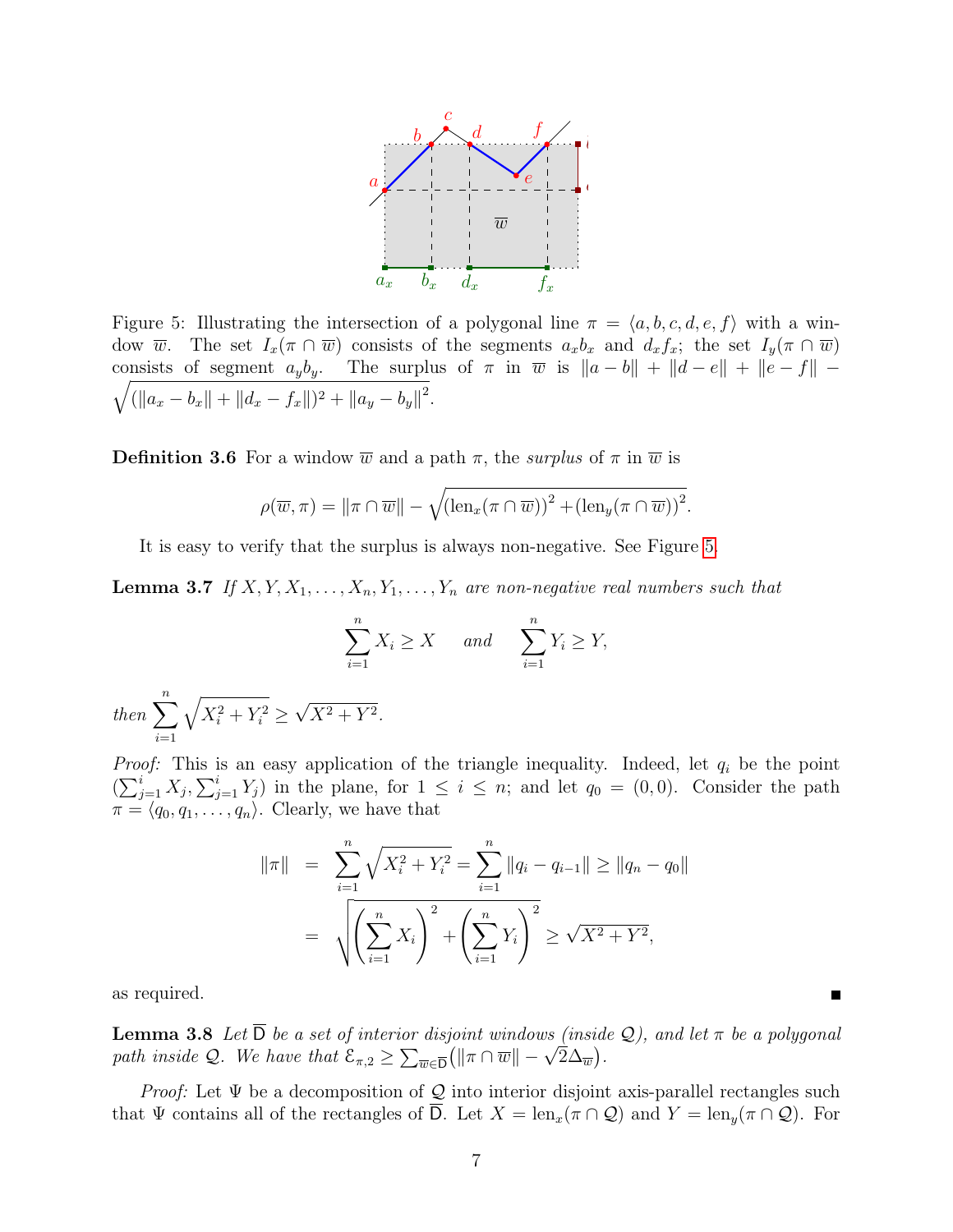Figure 5: Illustrating the intersection of a polygonal line $\pi = \langle a, b, c, d, e, f \rangle$ with a window $\overline{w}$. The set $I_x(\pi \cap \overline{w})$ consists of the segments $a_x b_x$ and $d_x f_x$; the set $I_y(\pi \cap \overline{w})$ consists of segment $a_y b_y$. The surplus of $\pi$ in $\overline{w}$ is $\|a - b\| + \|d - e\| + \|e - f\| - \sqrt{(\|a_x - b_x\| + \|d_x - f_x\|)^2 + \|a_y - b_y\|^2}$.

**Definition 3.6** For a window $\overline{w}$ and a path $\pi$, the *surplus* of $\pi$ in $\overline{w}$ is

$$\rho(\overline{w}, \pi) = \|\pi \cap \overline{w}\| - \sqrt{(\operatorname{len}_x(\pi \cap \overline{w}))^2 + (\operatorname{len}_y(\pi \cap \overline{w}))^2}.$$

It is easy to verify that the surplus is always non-negative. See Figure 5.

**Lemma 3.7** *If $X, Y, X_1, \ldots, X_n, Y_1, \ldots, Y_n$ are non-negative real numbers such that*

$$\sum_{i=1}^{n} X_i \geq X \quad \text{and} \quad \sum_{i=1}^{n} Y_i \geq Y,$$

*then* $\sum_{i=1}^{n} \sqrt{X_i^2 + Y_i^2} \geq \sqrt{X^2 + Y^2}$.

*Proof:* This is an easy application of the triangle inequality. Indeed, let $q_i$ be the point $(\sum_{j=1}^{i} X_j, \sum_{j=1}^{i} Y_j)$ in the plane, for $1 \leq i \leq n$; and let $q_0 = (0, 0)$. Consider the path $\pi = \langle q_0, q_1, \ldots, q_n \rangle$. Clearly, we have that

$$\begin{aligned}
\|\pi\| &= \sum_{i=1}^{n} \sqrt{X_i^2 + Y_i^2} = \sum_{i=1}^{n} \|q_i - q_{i-1}\| \geq \|q_n - q_0\| \\
&= \sqrt{\left(\sum_{i=1}^{n} X_i\right)^2 + \left(\sum_{i=1}^{n} Y_i\right)^2} \geq \sqrt{X^2 + Y^2},
\end{aligned}$$

as required. ■

**Lemma 3.8** *Let $\overline{\mathsf{D}}$ be a set of interior disjoint windows (inside $\mathcal{Q}$), and let $\pi$ be a polygonal path inside $\mathcal{Q}$. We have that $\mathcal{E}_{\pi,2} \geq \sum_{\overline{w} \in \overline{\mathsf{D}}} \left( \|\pi \cap \overline{w}\| - \sqrt{2}\Delta_{\overline{w}} \right)$.*

*Proof:* Let $\Psi$ be a decomposition of $\mathcal{Q}$ into interior disjoint axis-parallel rectangles such that $\Psi$ contains all of the rectangles of $\overline{\mathsf{D}}$. Let $X = \operatorname{len}_x(\pi \cap \mathcal{Q})$ and $Y = \operatorname{len}_y(\pi \cap \mathcal{Q})$. For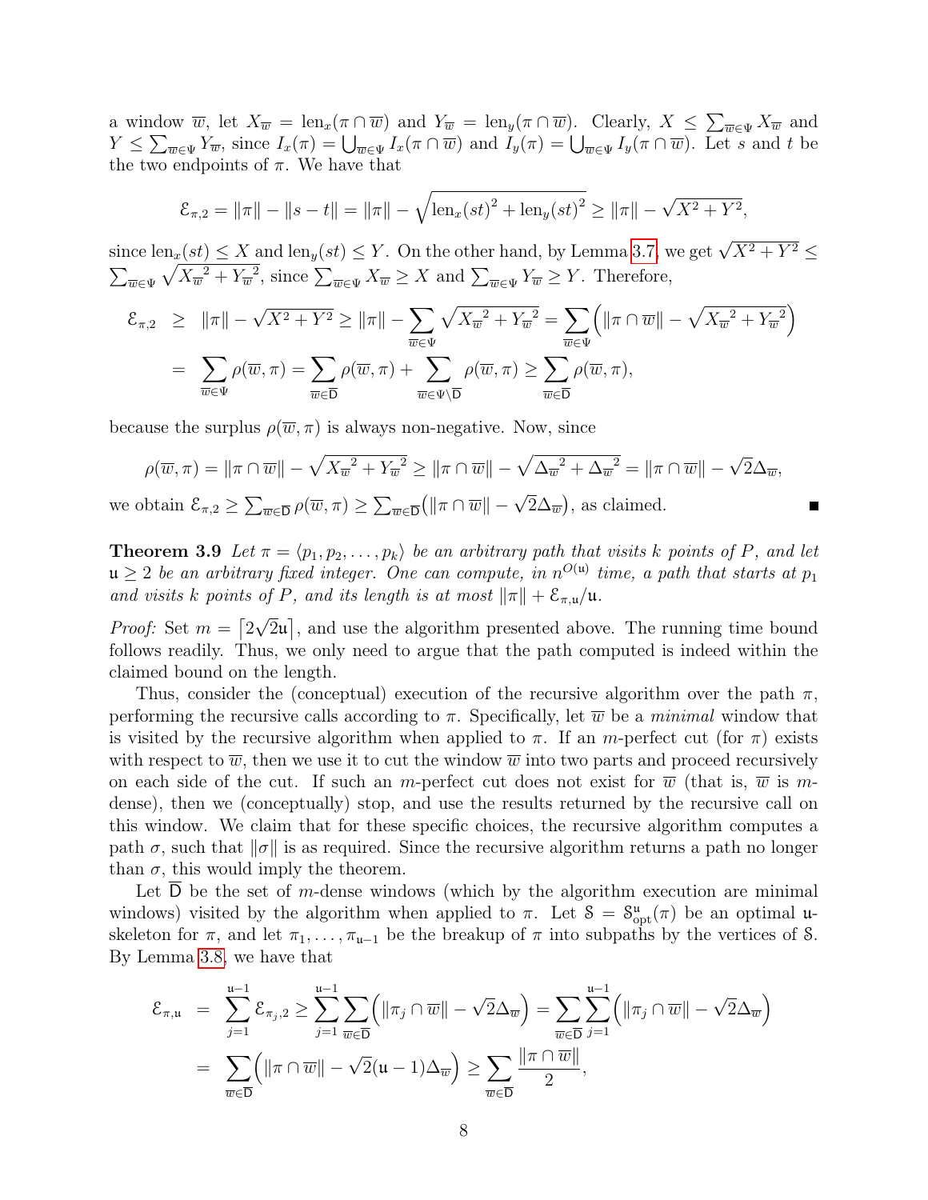a window $\overline{w}$, let $X_{\overline{w}} = \text{len}_x(\pi \cap \overline{w})$ and $Y_{\overline{w}} = \text{len}_y(\pi \cap \overline{w})$. Clearly, $X \leq \sum_{\overline{w} \in \Psi} X_{\overline{w}}$ and $Y \leq \sum_{\overline{w} \in \Psi} Y_{\overline{w}}$, since $I_x(\pi) = \bigcup_{\overline{w} \in \Psi} I_x(\pi \cap \overline{w})$ and $I_y(\pi) = \bigcup_{\overline{w} \in \Psi} I_y(\pi \cap \overline{w})$. Let $s$ and $t$ be the two endpoints of $\pi$. We have that

$$\mathcal{E}_{\pi,2} = \|\pi\| - \|s - t\| = \|\pi\| - \sqrt{\text{len}_x(st)^2 + \text{len}_y(st)^2} \geq \|\pi\| - \sqrt{X^2 + Y^2},$$

since $\text{len}_x(st) \leq X$ and $\text{len}_y(st) \leq Y$. On the other hand, by Lemma 3.7, we get $\sqrt{X^2 + Y^2} \leq \sum_{\overline{w} \in \Psi} \sqrt{X_{\overline{w}}^2 + Y_{\overline{w}}^2}$, since $\sum_{\overline{w} \in \Psi} X_{\overline{w}} \geq X$ and $\sum_{\overline{w} \in \Psi} Y_{\overline{w}} \geq Y$. Therefore,

$$\begin{aligned}
\mathcal{E}_{\pi,2} &\geq \|\pi\| - \sqrt{X^2 + Y^2} \geq \|\pi\| - \sum_{\overline{w} \in \Psi} \sqrt{X_{\overline{w}}^2 + Y_{\overline{w}}^2} = \sum_{\overline{w} \in \Psi} \left( \|\pi \cap \overline{w}\| - \sqrt{X_{\overline{w}}^2 + Y_{\overline{w}}^2} \right) \\
&= \sum_{\overline{w} \in \Psi} \rho(\overline{w}, \pi) = \sum_{\overline{w} \in \overline{\mathsf{D}}} \rho(\overline{w}, \pi) + \sum_{\overline{w} \in \Psi \setminus \overline{\mathsf{D}}} \rho(\overline{w}, \pi) \geq \sum_{\overline{w} \in \overline{\mathsf{D}}} \rho(\overline{w}, \pi),
\end{aligned}$$

because the surplus $\rho(\overline{w}, \pi)$ is always non-negative. Now, since

$$\rho(\overline{w}, \pi) = \|\pi \cap \overline{w}\| - \sqrt{X_{\overline{w}}^2 + Y_{\overline{w}}^2} \geq \|\pi \cap \overline{w}\| - \sqrt{\Delta_{\overline{w}}^2 + \Delta_{\overline{w}}^2} = \|\pi \cap \overline{w}\| - \sqrt{2}\Delta_{\overline{w}},$$

we obtain $\mathcal{E}_{\pi,2} \geq \sum_{\overline{w} \in \overline{\mathsf{D}}} \rho(\overline{w}, \pi) \geq \sum_{\overline{w} \in \overline{\mathsf{D}}} \left( \|\pi \cap \overline{w}\| - \sqrt{2}\Delta_{\overline{w}} \right)$, as claimed. ∎

**Theorem 3.9** *Let $\pi = \langle p_1, p_2, \ldots, p_k \rangle$ be an arbitrary path that visits $k$ points of $P$, and let $\mathfrak{u} \geq 2$ be an arbitrary fixed integer. One can compute, in $n^{O(\mathfrak{u})}$ time, a path that starts at $p_1$ and visits $k$ points of $P$, and its length is at most $\|\pi\| + \mathcal{E}_{\pi,\mathfrak{u}}/\mathfrak{u}$.*

*Proof:* Set $m = \lceil 2\sqrt{2}\mathfrak{u} \rceil$, and use the algorithm presented above. The running time bound follows readily. Thus, we only need to argue that the path computed is indeed within the claimed bound on the length.

Thus, consider the (conceptual) execution of the recursive algorithm over the path $\pi$, performing the recursive calls according to $\pi$. Specifically, let $\overline{w}$ be a *minimal* window that is visited by the recursive algorithm when applied to $\pi$. If an $m$-perfect cut (for $\pi$) exists with respect to $\overline{w}$, then we use it to cut the window $\overline{w}$ into two parts and proceed recursively on each side of the cut. If such an $m$-perfect cut does not exist for $\overline{w}$ (that is, $\overline{w}$ is $m$-dense), then we (conceptually) stop, and use the results returned by the recursive call on this window. We claim that for these specific choices, the recursive algorithm computes a path $\sigma$, such that $\|\sigma\|$ is as required. Since the recursive algorithm returns a path no longer than $\sigma$, this would imply the theorem.

Let $\overline{\mathsf{D}}$ be the set of $m$-dense windows (which by the algorithm execution are minimal windows) visited by the algorithm when applied to $\pi$. Let $\mathcal{S} = \mathcal{S}^{\mathfrak{u}}_{\text{opt}}(\pi)$ be an optimal $\mathfrak{u}$-skeleton for $\pi$, and let $\pi_1, \ldots, \pi_{\mathfrak{u}-1}$ be the breakup of $\pi$ into subpaths by the vertices of $\mathcal{S}$. By Lemma 3.8, we have that

$$\begin{aligned}
\mathcal{E}_{\pi,\mathfrak{u}} &= \sum_{j=1}^{\mathfrak{u}-1} \mathcal{E}_{\pi_j,2} \geq \sum_{j=1}^{\mathfrak{u}-1} \sum_{\overline{w} \in \overline{\mathsf{D}}} \left( \|\pi_j \cap \overline{w}\| - \sqrt{2}\Delta_{\overline{w}} \right) = \sum_{\overline{w} \in \overline{\mathsf{D}}} \sum_{j=1}^{\mathfrak{u}-1} \left( \|\pi_j \cap \overline{w}\| - \sqrt{2}\Delta_{\overline{w}} \right) \\
&= \sum_{\overline{w} \in \overline{\mathsf{D}}} \left( \|\pi \cap \overline{w}\| - \sqrt{2}(\mathfrak{u} - 1)\Delta_{\overline{w}} \right) \geq \sum_{\overline{w} \in \overline{\mathsf{D}}} \frac{\|\pi \cap \overline{w}\|}{2},
\end{aligned}$$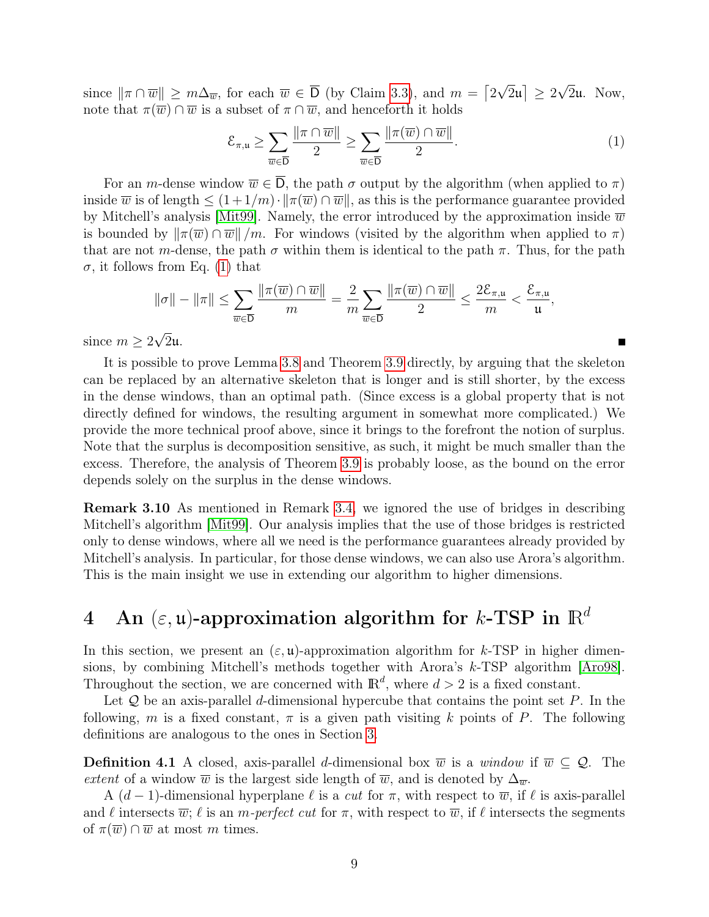since $\|\pi \cap \overline{w}\| \geq m\Delta_{\overline{w}}$, for each $\overline{w} \in \overline{\mathsf{D}}$ (by Claim 3.3), and $m = \lceil 2\sqrt{2}\mathfrak{u} \rceil \geq 2\sqrt{2}\mathfrak{u}$. Now, note that $\pi(\overline{w}) \cap \overline{w}$ is a subset of $\pi \cap \overline{w}$, and henceforth it holds

$$\mathcal{E}_{\pi,\mathfrak{u}} \geq \sum_{\overline{w} \in \overline{\mathsf{D}}} \frac{\|\pi \cap \overline{w}\|}{2} \geq \sum_{\overline{w} \in \overline{\mathsf{D}}} \frac{\|\pi(\overline{w}) \cap \overline{w}\|}{2}. \tag{1}$$

For an $m$-dense window $\overline{w} \in \overline{\mathsf{D}}$, the path $\sigma$ output by the algorithm (when applied to $\pi$) inside $\overline{w}$ is of length $\leq (1 + 1/m) \cdot \|\pi(\overline{w}) \cap \overline{w}\|$, as this is the performance guarantee provided by Mitchell's analysis [Mit99]. Namely, the error introduced by the approximation inside $\overline{w}$ is bounded by $\|\pi(\overline{w}) \cap \overline{w}\| / m$. For windows (visited by the algorithm when applied to $\pi$) that are not $m$-dense, the path $\sigma$ within them is identical to the path $\pi$. Thus, for the path $\sigma$, it follows from Eq. (1) that

$$\|\sigma\| - \|\pi\| \leq \sum_{\overline{w} \in \overline{\mathsf{D}}} \frac{\|\pi(\overline{w}) \cap \overline{w}\|}{m} = \frac{2}{m} \sum_{\overline{w} \in \overline{\mathsf{D}}} \frac{\|\pi(\overline{w}) \cap \overline{w}\|}{2} \leq \frac{2\mathcal{E}_{\pi,\mathfrak{u}}}{m} < \frac{\mathcal{E}_{\pi,\mathfrak{u}}}{\mathfrak{u}},$$

since $m \geq 2\sqrt{2}\mathfrak{u}$. ∎

It is possible to prove Lemma 3.8 and Theorem 3.9 directly, by arguing that the skeleton can be replaced by an alternative skeleton that is longer and is still shorter, by the excess in the dense windows, than an optimal path. (Since excess is a global property that is not directly defined for windows, the resulting argument in somewhat more complicated.) We provide the more technical proof above, since it brings to the forefront the notion of surplus. Note that the surplus is decomposition sensitive, as such, it might be much smaller than the excess. Therefore, the analysis of Theorem 3.9 is probably loose, as the bound on the error depends solely on the surplus in the dense windows.

**Remark 3.10** As mentioned in Remark 3.4, we ignored the use of bridges in describing Mitchell's algorithm [Mit99]. Our analysis implies that the use of those bridges is restricted only to dense windows, where all we need is the performance guarantees already provided by Mitchell's analysis. In particular, for those dense windows, we can also use Arora's algorithm. This is the main insight we use in extending our algorithm to higher dimensions.

# 4 An $(\varepsilon, \mathfrak{u})$-approximation algorithm for $k$-TSP in $\mathbb{R}^d$

In this section, we present an $(\varepsilon, \mathfrak{u})$-approximation algorithm for $k$-TSP in higher dimensions, by combining Mitchell's methods together with Arora's $k$-TSP algorithm [Aro98]. Throughout the section, we are concerned with $\mathbb{R}^d$, where $d > 2$ is a fixed constant.

Let $\mathcal{Q}$ be an axis-parallel $d$-dimensional hypercube that contains the point set $P$. In the following, $m$ is a fixed constant, $\pi$ is a given path visiting $k$ points of $P$. The following definitions are analogous to the ones in Section 3.

**Definition 4.1** A closed, axis-parallel $d$-dimensional box $\overline{w}$ is a *window* if $\overline{w} \subseteq \mathcal{Q}$. The *extent* of a window $\overline{w}$ is the largest side length of $\overline{w}$, and is denoted by $\Delta_{\overline{w}}$.

A $(d-1)$-dimensional hyperplane $\ell$ is a *cut* for $\pi$, with respect to $\overline{w}$, if $\ell$ is axis-parallel and $\ell$ intersects $\overline{w}$; $\ell$ is an *$m$-perfect cut* for $\pi$, with respect to $\overline{w}$, if $\ell$ intersects the segments of $\pi(\overline{w}) \cap \overline{w}$ at most $m$ times.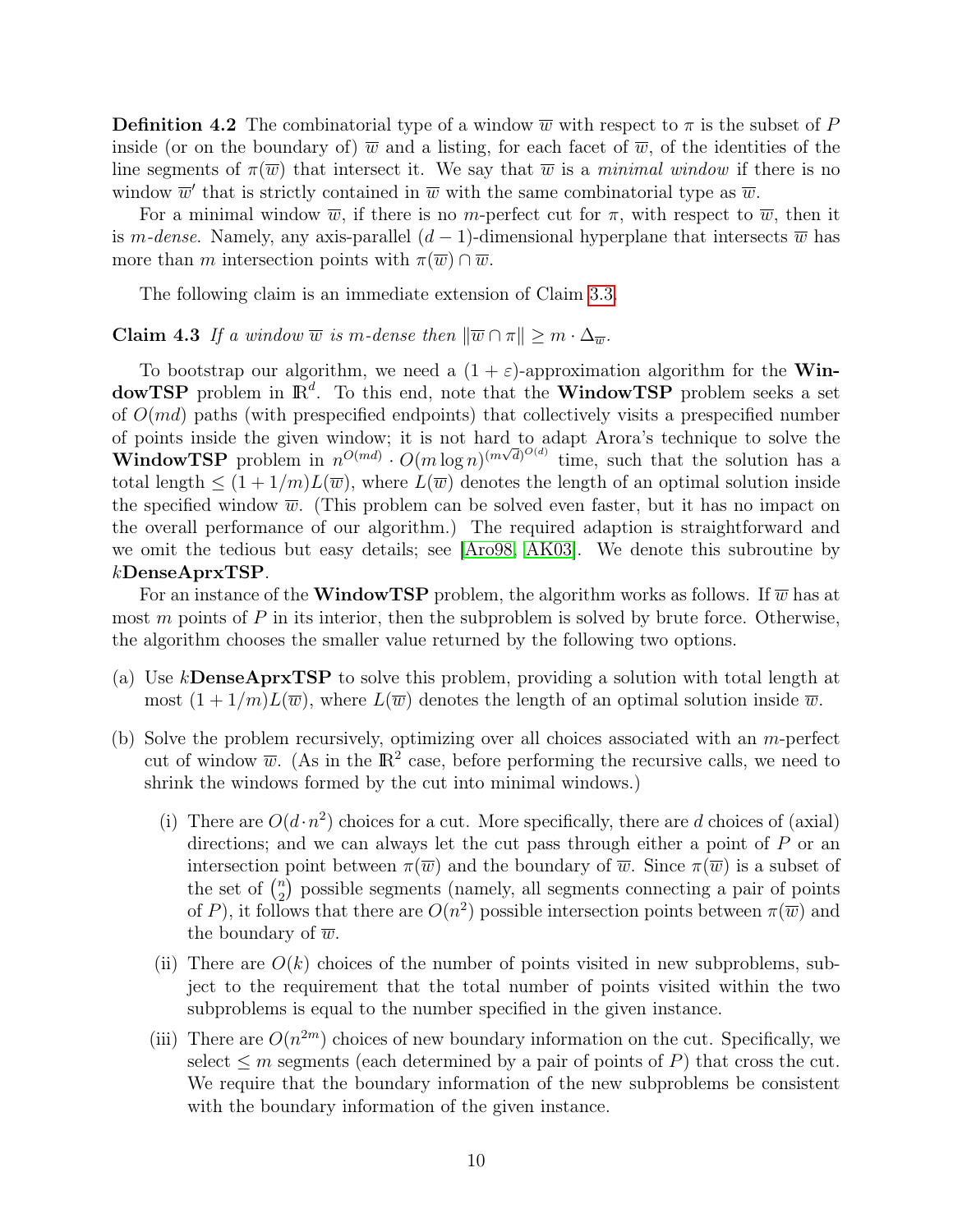**Definition 4.2** The combinatorial type of a window $\overline{w}$ with respect to $\pi$ is the subset of $P$ inside (or on the boundary of) $\overline{w}$ and a listing, for each facet of $\overline{w}$, of the identities of the line segments of $\pi(\overline{w})$ that intersect it. We say that $\overline{w}$ is a *minimal window* if there is no window $\overline{w}'$ that is strictly contained in $\overline{w}$ with the same combinatorial type as $\overline{w}$.

For a minimal window $\overline{w}$, if there is no $m$-perfect cut for $\pi$, with respect to $\overline{w}$, then it is *$m$-dense*. Namely, any axis-parallel $(d-1)$-dimensional hyperplane that intersects $\overline{w}$ has more than $m$ intersection points with $\pi(\overline{w}) \cap \overline{w}$.

The following claim is an immediate extension of Claim 3.3.

**Claim 4.3** *If a window $\overline{w}$ is $m$-dense then $\|\overline{w} \cap \pi\| \geq m \cdot \Delta_{\overline{w}}$.*

To bootstrap our algorithm, we need a $(1+\varepsilon)$-approximation algorithm for the **WindowTSP** problem in $\mathbb{R}^d$. To this end, note that the **WindowTSP** problem seeks a set of $O(md)$ paths (with prespecified endpoints) that collectively visits a prespecified number of points inside the given window; it is not hard to adapt Arora's technique to solve the **WindowTSP** problem in $n^{O(md)} \cdot O(m \log n)^{(m\sqrt{d})^{O(d)}}$ time, such that the solution has a total length $\leq (1 + 1/m)L(\overline{w})$, where $L(\overline{w})$ denotes the length of an optimal solution inside the specified window $\overline{w}$. (This problem can be solved even faster, but it has no impact on the overall performance of our algorithm.) The required adaption is straightforward and we omit the tedious but easy details; see [Aro98, AK03]. We denote this subroutine by $k$**DenseAprxTSP**.

For an instance of the **WindowTSP** problem, the algorithm works as follows. If $\overline{w}$ has at most $m$ points of $P$ in its interior, then the subproblem is solved by brute force. Otherwise, the algorithm chooses the smaller value returned by the following two options.

(a) Use $k$**DenseAprxTSP** to solve this problem, providing a solution with total length at most $(1 + 1/m)L(\overline{w})$, where $L(\overline{w})$ denotes the length of an optimal solution inside $\overline{w}$.

(b) Solve the problem recursively, optimizing over all choices associated with an $m$-perfect cut of window $\overline{w}$. (As in the $\mathbb{R}^2$ case, before performing the recursive calls, we need to shrink the windows formed by the cut into minimal windows.)

   (i) There are $O(d \cdot n^2)$ choices for a cut. More specifically, there are $d$ choices of (axial) directions; and we can always let the cut pass through either a point of $P$ or an intersection point between $\pi(\overline{w})$ and the boundary of $\overline{w}$. Since $\pi(\overline{w})$ is a subset of the set of $\binom{n}{2}$ possible segments (namely, all segments connecting a pair of points of $P$), it follows that there are $O(n^2)$ possible intersection points between $\pi(\overline{w})$ and the boundary of $\overline{w}$.

   (ii) There are $O(k)$ choices of the number of points visited in new subproblems, subject to the requirement that the total number of points visited within the two subproblems is equal to the number specified in the given instance.

   (iii) There are $O(n^{2m})$ choices of new boundary information on the cut. Specifically, we select $\leq m$ segments (each determined by a pair of points of $P$) that cross the cut. We require that the boundary information of the new subproblems be consistent with the boundary information of the given instance.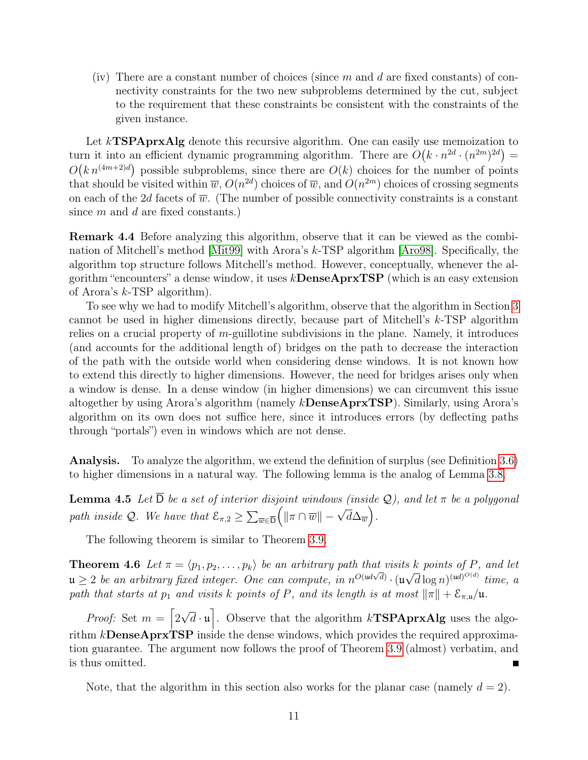(iv) There are a constant number of choices (since $m$ and $d$ are fixed constants) of connectivity constraints for the two new subproblems determined by the cut, subject to the requirement that these constraints be consistent with the constraints of the given instance.

Let $k$**TSPAprxAlg** denote this recursive algorithm. One can easily use memoization to turn it into an efficient dynamic programming algorithm. There are $O\big(k \cdot n^{2d} \cdot (n^{2m})^{2d}\big) = O\big(k\, n^{(4m+2)d}\big)$ possible subproblems, since there are $O(k)$ choices for the number of points that should be visited within $\overline{w}$, $O(n^{2d})$ choices of $\overline{w}$, and $O(n^{2m})$ choices of crossing segments on each of the $2d$ facets of $\overline{w}$. (The number of possible connectivity constraints is a constant since $m$ and $d$ are fixed constants.)

**Remark 4.4** Before analyzing this algorithm, observe that it can be viewed as the combination of Mitchell's method [Mit99] with Arora's $k$-TSP algorithm [Aro98]. Specifically, the algorithm top structure follows Mitchell's method. However, conceptually, whenever the algorithm "encounters" a dense window, it uses $k$**DenseAprxTSP** (which is an easy extension of Arora's $k$-TSP algorithm).

To see why we had to modify Mitchell's algorithm, observe that the algorithm in Section 3 cannot be used in higher dimensions directly, because part of Mitchell's $k$-TSP algorithm relies on a crucial property of $m$-guillotine subdivisions in the plane. Namely, it introduces (and accounts for the additional length of) bridges on the path to decrease the interaction of the path with the outside world when considering dense windows. It is not known how to extend this directly to higher dimensions. However, the need for bridges arises only when a window is dense. In a dense window (in higher dimensions) we can circumvent this issue altogether by using Arora's algorithm (namely $k$**DenseAprxTSP**). Similarly, using Arora's algorithm on its own does not suffice here, since it introduces errors (by deflecting paths through "portals") even in windows which are not dense.

**Analysis.** To analyze the algorithm, we extend the definition of surplus (see Definition 3.6) to higher dimensions in a natural way. The following lemma is the analog of Lemma 3.8.

**Lemma 4.5** *Let $\overline{\mathsf{D}}$ be a set of interior disjoint windows (inside $\mathcal{Q}$), and let $\pi$ be a polygonal path inside $\mathcal{Q}$. We have that $\mathcal{E}_{\pi,2} \geq \sum_{\overline{w} \in \overline{\mathsf{D}}} \Big( \|\pi \cap \overline{w}\| - \sqrt{d}\Delta_{\overline{w}} \Big)$.*

The following theorem is similar to Theorem 3.9.

**Theorem 4.6** *Let $\pi = \langle p_1, p_2, \ldots, p_k \rangle$ be an arbitrary path that visits $k$ points of $P$, and let $\mathfrak{u} \geq 2$ be an arbitrary fixed integer. One can compute, in $n^{O(\mathfrak{u} d \sqrt{d})} \cdot (\mathfrak{u}\sqrt{d} \log n)^{(\mathfrak{u} d)^{O(d)}}$ time, a path that starts at $p_1$ and visits $k$ points of $P$, and its length is at most $\|\pi\| + \mathcal{E}_{\pi,\mathfrak{u}}/\mathfrak{u}$.*

*Proof:* Set $m = \left\lceil 2\sqrt{d} \cdot \mathfrak{u} \right\rceil$. Observe that the algorithm $k$**TSPAprxAlg** uses the algorithm $k$**DenseAprxTSP** inside the dense windows, which provides the required approximation guarantee. The argument now follows the proof of Theorem 3.9 (almost) verbatim, and is thus omitted. ∎

Note, that the algorithm in this section also works for the planar case (namely $d = 2$).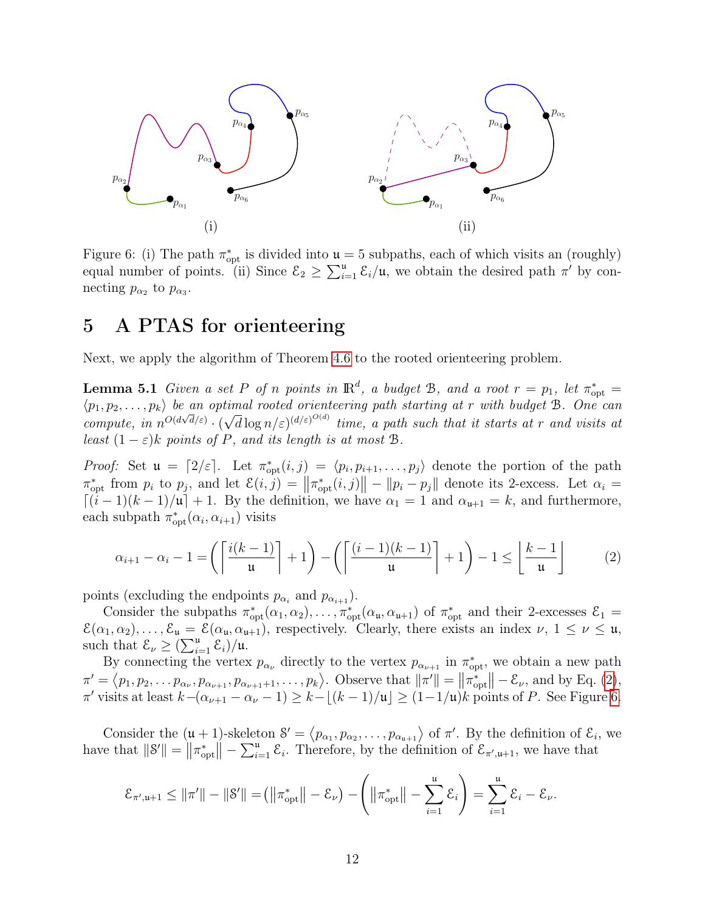Figure 6: (i) The path $\pi^*_{\text{opt}}$ is divided into $\mathfrak{u} = 5$ subpaths, each of which visits an (roughly) equal number of points. (ii) Since $\mathcal{E}_2 \geq \sum_{i=1}^{\mathfrak{u}} \mathcal{E}_i / \mathfrak{u}$, we obtain the desired path $\pi'$ by connecting $p_{\alpha_2}$ to $p_{\alpha_3}$.

# 5 A PTAS for orienteering

Next, we apply the algorithm of Theorem 4.6 to the rooted orienteering problem.

**Lemma 5.1** *Given a set $P$ of $n$ points in $\mathbb{R}^d$, a budget $\mathcal{B}$, and a root $r = p_1$, let $\pi^*_{\text{opt}} = \langle p_1, p_2, \ldots, p_k \rangle$ be an optimal rooted orienteering path starting at $r$ with budget $\mathcal{B}$. One can compute, in $n^{O(d\sqrt{d}/\varepsilon)} \cdot (\sqrt{d} \log n/\varepsilon)^{(d/\varepsilon)^{O(d)}}$ time, a path such that it starts at $r$ and visits at least $(1-\varepsilon)k$ points of $P$, and its length is at most $\mathcal{B}$.*

*Proof:* Set $\mathfrak{u} = \lceil 2/\varepsilon \rceil$. Let $\pi^*_{\text{opt}}(i,j) = \langle p_i, p_{i+1}, \ldots, p_j \rangle$ denote the portion of the path $\pi^*_{\text{opt}}$ from $p_i$ to $p_j$, and let $\mathcal{E}(i,j) = \left\| \pi^*_{\text{opt}}(i,j) \right\| - \| p_i - p_j \|$ denote its 2-excess. Let $\alpha_i = \lceil (i-1)(k-1)/\mathfrak{u} \rceil + 1$. By the definition, we have $\alpha_1 = 1$ and $\alpha_{\mathfrak{u}+1} = k$, and furthermore, each subpath $\pi^*_{\text{opt}}(\alpha_i, \alpha_{i+1})$ visits

$$\alpha_{i+1} - \alpha_i - 1 = \left( \left\lceil \frac{i(k-1)}{\mathfrak{u}} \right\rceil + 1 \right) - \left( \left\lceil \frac{(i-1)(k-1)}{\mathfrak{u}} \right\rceil + 1 \right) - 1 \leq \left\lfloor \frac{k-1}{\mathfrak{u}} \right\rfloor \tag{2}$$

points (excluding the endpoints $p_{\alpha_i}$ and $p_{\alpha_{i+1}}$).

Consider the subpaths $\pi^*_{\text{opt}}(\alpha_1, \alpha_2), \ldots, \pi^*_{\text{opt}}(\alpha_{\mathfrak{u}}, \alpha_{\mathfrak{u}+1})$ of $\pi^*_{\text{opt}}$ and their 2-excesses $\mathcal{E}_1 = \mathcal{E}(\alpha_1, \alpha_2), \ldots, \mathcal{E}_{\mathfrak{u}} = \mathcal{E}(\alpha_{\mathfrak{u}}, \alpha_{\mathfrak{u}+1})$, respectively. Clearly, there exists an index $\nu$, $1 \leq \nu \leq \mathfrak{u}$, such that $\mathcal{E}_\nu \geq (\sum_{i=1}^{\mathfrak{u}} \mathcal{E}_i)/\mathfrak{u}$.

By connecting the vertex $p_{\alpha_\nu}$ directly to the vertex $p_{\alpha_{\nu+1}}$ in $\pi^*_{\text{opt}}$, we obtain a new path $\pi' = \langle p_1, p_2, \ldots p_{\alpha_\nu}, p_{\alpha_{\nu+1}}, p_{\alpha_{\nu+1}+1}, \ldots, p_k \rangle$. Observe that $\|\pi'\| = \left\| \pi^*_{\text{opt}} \right\| - \mathcal{E}_\nu$, and by Eq. (2), $\pi'$ visits at least $k - (\alpha_{\nu+1} - \alpha_\nu - 1) \geq k - \lfloor (k-1)/\mathfrak{u} \rfloor \geq (1 - 1/\mathfrak{u})k$ points of $P$. See Figure 6.

Consider the $(\mathfrak{u}+1)$-skeleton $\mathcal{S}' = \langle p_{\alpha_1}, p_{\alpha_2}, \ldots, p_{\alpha_{\mathfrak{u}+1}} \rangle$ of $\pi'$. By the definition of $\mathcal{E}_i$, we have that $\|\mathcal{S}'\| = \left\| \pi^*_{\text{opt}} \right\| - \sum_{i=1}^{\mathfrak{u}} \mathcal{E}_i$. Therefore, by the definition of $\mathcal{E}_{\pi', \mathfrak{u}+1}$, we have that

$$\mathcal{E}_{\pi', \mathfrak{u}+1} \leq \|\pi'\| - \|\mathcal{S}'\| = \left( \left\| \pi^*_{\text{opt}} \right\| - \mathcal{E}_\nu \right) - \left( \left\| \pi^*_{\text{opt}} \right\| - \sum_{i=1}^{\mathfrak{u}} \mathcal{E}_i \right) = \sum_{i=1}^{\mathfrak{u}} \mathcal{E}_i - \mathcal{E}_\nu.$$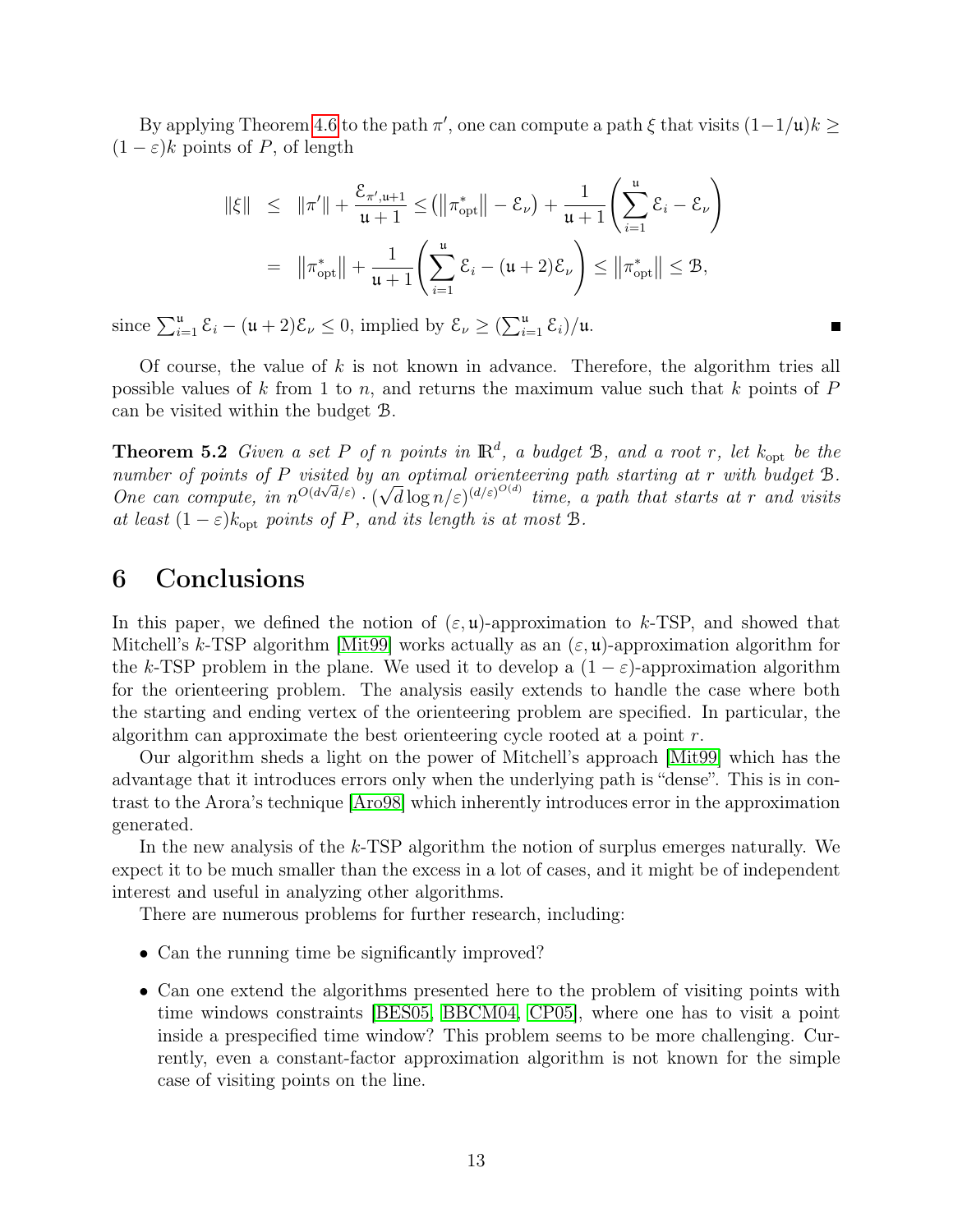By applying Theorem 4.6 to the path $\pi'$, one can compute a path $\xi$ that visits $(1-1/\mathfrak{u})k \geq (1-\varepsilon)k$ points of $P$, of length

$$
\begin{aligned}
\|\xi\| &\leq \|\pi'\| + \frac{\mathcal{E}_{\pi',\mathfrak{u}+1}}{\mathfrak{u}+1} \leq \left(\left\|\pi^*_{\mathrm{opt}}\right\| - \mathcal{E}_\nu\right) + \frac{1}{\mathfrak{u}+1}\left(\sum_{i=1}^{\mathfrak{u}} \mathcal{E}_i - \mathcal{E}_\nu\right) \\
&= \left\|\pi^*_{\mathrm{opt}}\right\| + \frac{1}{\mathfrak{u}+1}\left(\sum_{i=1}^{\mathfrak{u}} \mathcal{E}_i - (\mathfrak{u}+2)\mathcal{E}_\nu\right) \leq \left\|\pi^*_{\mathrm{opt}}\right\| \leq \mathcal{B},
\end{aligned}
$$

since $\sum_{i=1}^{\mathfrak{u}} \mathcal{E}_i - (\mathfrak{u}+2)\mathcal{E}_\nu \leq 0$, implied by $\mathcal{E}_\nu \geq (\sum_{i=1}^{\mathfrak{u}} \mathcal{E}_i)/\mathfrak{u}$. ■

Of course, the value of $k$ is not known in advance. Therefore, the algorithm tries all possible values of $k$ from 1 to $n$, and returns the maximum value such that $k$ points of $P$ can be visited within the budget $\mathcal{B}$.

**Theorem 5.2** *Given a set $P$ of $n$ points in $\mathbb{R}^d$, a budget $\mathcal{B}$, and a root $r$, let $k_{\mathrm{opt}}$ be the number of points of $P$ visited by an optimal orienteering path starting at $r$ with budget $\mathcal{B}$. One can compute, in $n^{O(d\sqrt{d}/\varepsilon)} \cdot (\sqrt{d}\log n/\varepsilon)^{(d/\varepsilon)^{O(d)}}$ time, a path that starts at $r$ and visits at least $(1-\varepsilon)k_{\mathrm{opt}}$ points of $P$, and its length is at most $\mathcal{B}$.*

# 6 Conclusions

In this paper, we defined the notion of $(\varepsilon, \mathfrak{u})$-approximation to $k$-TSP, and showed that Mitchell's $k$-TSP algorithm [Mit99] works actually as an $(\varepsilon, \mathfrak{u})$-approximation algorithm for the $k$-TSP problem in the plane. We used it to develop a $(1-\varepsilon)$-approximation algorithm for the orienteering problem. The analysis easily extends to handle the case where both the starting and ending vertex of the orienteering problem are specified. In particular, the algorithm can approximate the best orienteering cycle rooted at a point $r$.

Our algorithm sheds a light on the power of Mitchell's approach [Mit99] which has the advantage that it introduces errors only when the underlying path is "dense". This is in contrast to the Arora's technique [Aro98] which inherently introduces error in the approximation generated.

In the new analysis of the $k$-TSP algorithm the notion of surplus emerges naturally. We expect it to be much smaller than the excess in a lot of cases, and it might be of independent interest and useful in analyzing other algorithms.

There are numerous problems for further research, including:

- Can the running time be significantly improved?
- Can one extend the algorithms presented here to the problem of visiting points with time windows constraints [BES05, BBCM04, CP05], where one has to visit a point inside a prespecified time window? This problem seems to be more challenging. Currently, even a constant-factor approximation algorithm is not known for the simple case of visiting points on the line.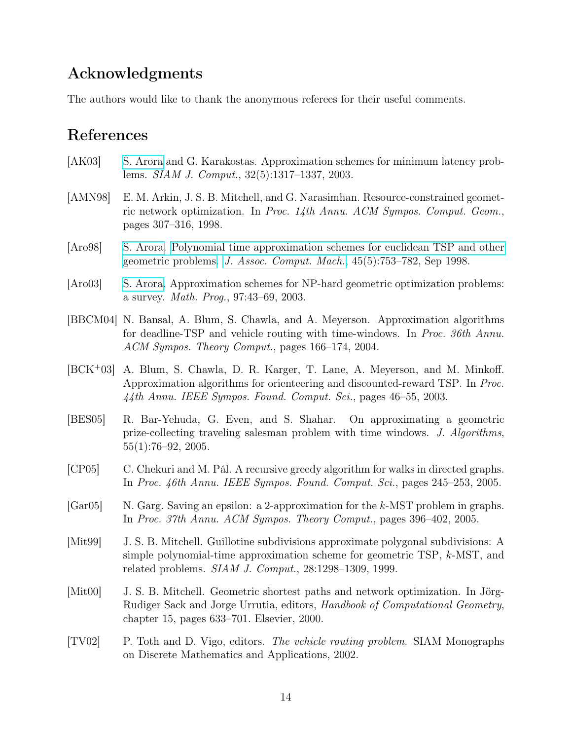## Acknowledgments

The authors would like to thank the anonymous referees for their useful comments.

## References

[AK03] S. Arora and G. Karakostas. Approximation schemes for minimum latency problems. *SIAM J. Comput.*, 32(5):1317–1337, 2003.

[AMN98] E. M. Arkin, J. S. B. Mitchell, and G. Narasimhan. Resource-constrained geometric network optimization. In *Proc. 14th Annu. ACM Sympos. Comput. Geom.*, pages 307–316, 1998.

[Aro98] S. Arora. Polynomial time approximation schemes for euclidean TSP and other geometric problems. *J. Assoc. Comput. Mach.*, 45(5):753–782, Sep 1998.

[Aro03] S. Arora. Approximation schemes for NP-hard geometric optimization problems: a survey. *Math. Prog.*, 97:43–69, 2003.

[BBCM04] N. Bansal, A. Blum, S. Chawla, and A. Meyerson. Approximation algorithms for deadline-TSP and vehicle routing with time-windows. In *Proc. 36th Annu. ACM Sympos. Theory Comput.*, pages 166–174, 2004.

[BCK+03] A. Blum, S. Chawla, D. R. Karger, T. Lane, A. Meyerson, and M. Minkoff. Approximation algorithms for orienteering and discounted-reward TSP. In *Proc. 44th Annu. IEEE Sympos. Found. Comput. Sci.*, pages 46–55, 2003.

[BES05] R. Bar-Yehuda, G. Even, and S. Shahar. On approximating a geometric prize-collecting traveling salesman problem with time windows. *J. Algorithms*, 55(1):76–92, 2005.

[CP05] C. Chekuri and M. Pál. A recursive greedy algorithm for walks in directed graphs. In *Proc. 46th Annu. IEEE Sympos. Found. Comput. Sci.*, pages 245–253, 2005.

[Gar05] N. Garg. Saving an epsilon: a 2-approximation for the $k$-MST problem in graphs. In *Proc. 37th Annu. ACM Sympos. Theory Comput.*, pages 396–402, 2005.

[Mit99] J. S. B. Mitchell. Guillotine subdivisions approximate polygonal subdivisions: A simple polynomial-time approximation scheme for geometric TSP, $k$-MST, and related problems. *SIAM J. Comput.*, 28:1298–1309, 1999.

[Mit00] J. S. B. Mitchell. Geometric shortest paths and network optimization. In Jörg-Rudiger Sack and Jorge Urrutia, editors, *Handbook of Computational Geometry*, chapter 15, pages 633–701. Elsevier, 2000.

[TV02] P. Toth and D. Vigo, editors. *The vehicle routing problem.* SIAM Monographs on Discrete Mathematics and Applications, 2002.